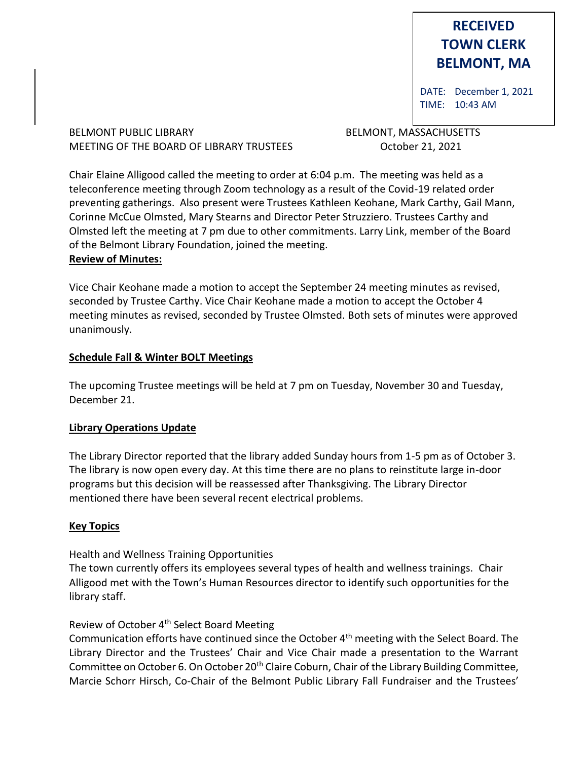**RECEIVED**
**TOWN CLERK**
**BELMONT, MA**

DATE: December 1, 2021
TIME: 10:43 AM

BELMONT PUBLIC LIBRARY BELMONT, MASSACHUSETTS
MEETING OF THE BOARD OF LIBRARY TRUSTEES October 21, 2021

Chair Elaine Alligood called the meeting to order at 6:04 p.m. The meeting was held as a teleconference meeting through Zoom technology as a result of the Covid-19 related order preventing gatherings. Also present were Trustees Kathleen Keohane, Mark Carthy, Gail Mann, Corinne McCue Olmsted, Mary Stearns and Director Peter Struzziero. Trustees Carthy and Olmsted left the meeting at 7 pm due to other commitments. Larry Link, member of the Board of the Belmont Library Foundation, joined the meeting.

**Review of Minutes:**

Vice Chair Keohane made a motion to accept the September 24 meeting minutes as revised, seconded by Trustee Carthy. Vice Chair Keohane made a motion to accept the October 4 meeting minutes as revised, seconded by Trustee Olmsted. Both sets of minutes were approved unanimously.

**Schedule Fall & Winter BOLT Meetings**

The upcoming Trustee meetings will be held at 7 pm on Tuesday, November 30 and Tuesday, December 21.

**Library Operations Update**

The Library Director reported that the library added Sunday hours from 1-5 pm as of October 3. The library is now open every day. At this time there are no plans to reinstitute large in-door programs but this decision will be reassessed after Thanksgiving. The Library Director mentioned there have been several recent electrical problems.

**Key Topics**

Health and Wellness Training Opportunities
The town currently offers its employees several types of health and wellness trainings. Chair Alligood met with the Town's Human Resources director to identify such opportunities for the library staff.

Review of October 4th Select Board Meeting
Communication efforts have continued since the October 4th meeting with the Select Board. The Library Director and the Trustees' Chair and Vice Chair made a presentation to the Warrant Committee on October 6. On October 20th Claire Coburn, Chair of the Library Building Committee, Marcie Schorr Hirsch, Co-Chair of the Belmont Public Library Fall Fundraiser and the Trustees'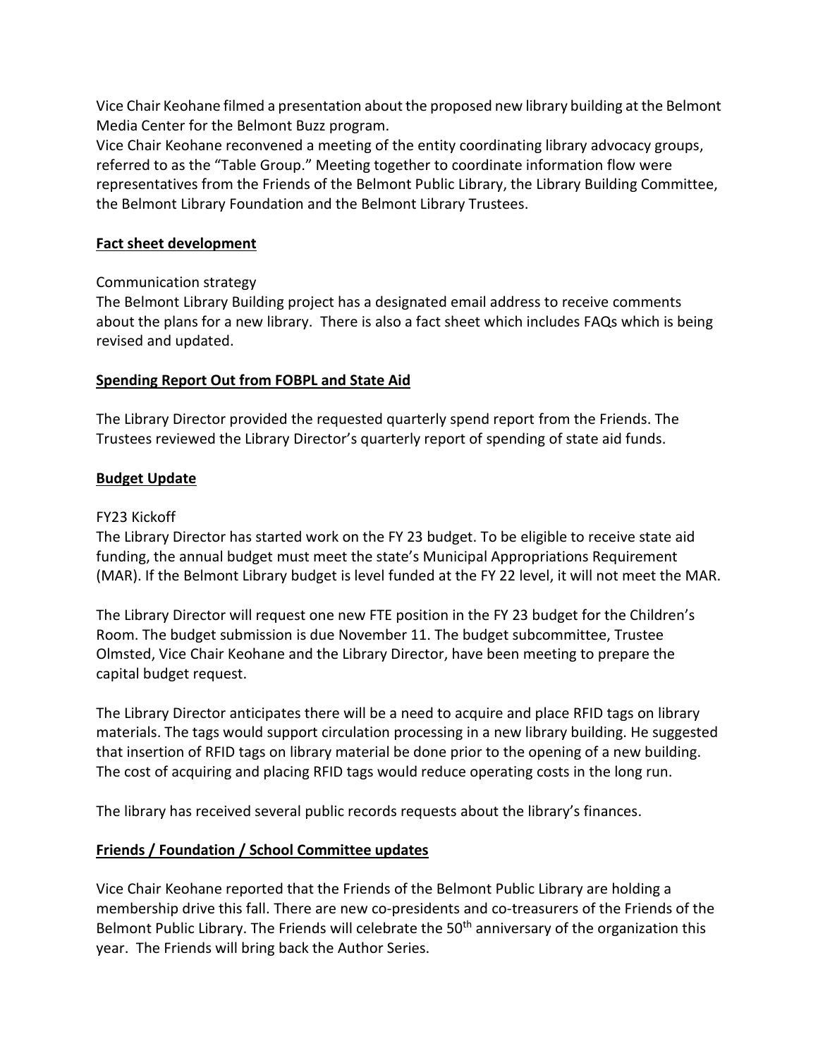Vice Chair Keohane filmed a presentation about the proposed new library building at the Belmont Media Center for the Belmont Buzz program.
Vice Chair Keohane reconvened a meeting of the entity coordinating library advocacy groups, referred to as the "Table Group." Meeting together to coordinate information flow were representatives from the Friends of the Belmont Public Library, the Library Building Committee, the Belmont Library Foundation and the Belmont Library Trustees.

**Fact sheet development**

Communication strategy
The Belmont Library Building project has a designated email address to receive comments about the plans for a new library. There is also a fact sheet which includes FAQs which is being revised and updated.

**Spending Report Out from FOBPL and State Aid**

The Library Director provided the requested quarterly spend report from the Friends. The Trustees reviewed the Library Director's quarterly report of spending of state aid funds.

**Budget Update**

FY23 Kickoff
The Library Director has started work on the FY 23 budget. To be eligible to receive state aid funding, the annual budget must meet the state's Municipal Appropriations Requirement (MAR). If the Belmont Library budget is level funded at the FY 22 level, it will not meet the MAR.

The Library Director will request one new FTE position in the FY 23 budget for the Children's Room. The budget submission is due November 11. The budget subcommittee, Trustee Olmsted, Vice Chair Keohane and the Library Director, have been meeting to prepare the capital budget request.

The Library Director anticipates there will be a need to acquire and place RFID tags on library materials. The tags would support circulation processing in a new library building. He suggested that insertion of RFID tags on library material be done prior to the opening of a new building. The cost of acquiring and placing RFID tags would reduce operating costs in the long run.

The library has received several public records requests about the library's finances.

**Friends / Foundation / School Committee updates**

Vice Chair Keohane reported that the Friends of the Belmont Public Library are holding a membership drive this fall. There are new co-presidents and co-treasurers of the Friends of the Belmont Public Library. The Friends will celebrate the 50th anniversary of the organization this year. The Friends will bring back the Author Series.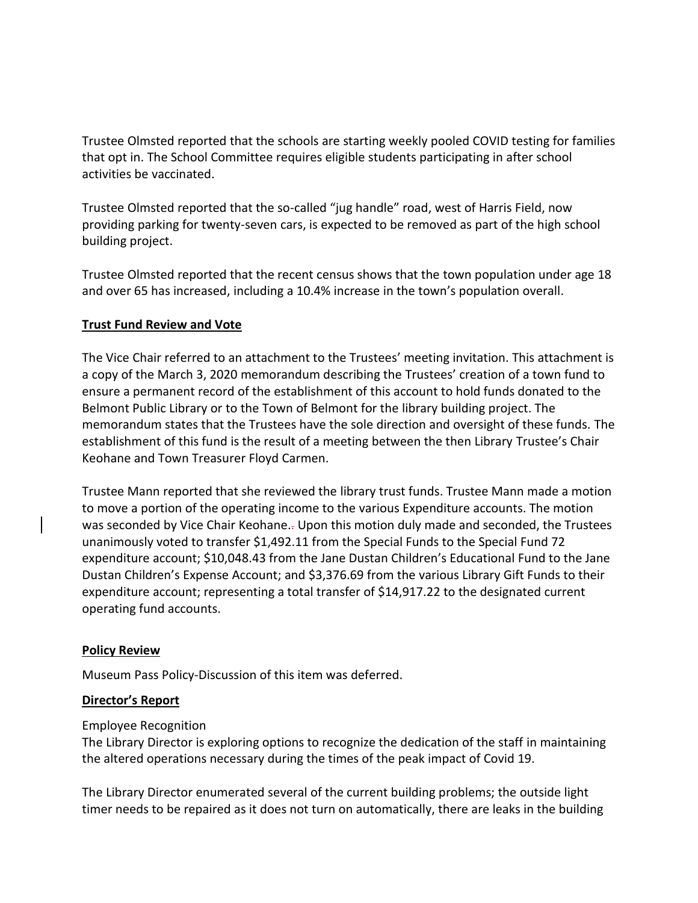Trustee Olmsted reported that the schools are starting weekly pooled COVID testing for families that opt in. The School Committee requires eligible students participating in after school activities be vaccinated.

Trustee Olmsted reported that the so-called "jug handle" road, west of Harris Field, now providing parking for twenty-seven cars, is expected to be removed as part of the high school building project.

Trustee Olmsted reported that the recent census shows that the town population under age 18 and over 65 has increased, including a 10.4% increase in the town's population overall.

**Trust Fund Review and Vote**

The Vice Chair referred to an attachment to the Trustees' meeting invitation. This attachment is a copy of the March 3, 2020 memorandum describing the Trustees' creation of a town fund to ensure a permanent record of the establishment of this account to hold funds donated to the Belmont Public Library or to the Town of Belmont for the library building project. The memorandum states that the Trustees have the sole direction and oversight of these funds. The establishment of this fund is the result of a meeting between the then Library Trustee's Chair Keohane and Town Treasurer Floyd Carmen.

Trustee Mann reported that she reviewed the library trust funds. Trustee Mann made a motion to move a portion of the operating income to the various Expenditure accounts. The motion was seconded by Vice Chair Keohane. Upon this motion duly made and seconded, the Trustees unanimously voted to transfer $1,492.11 from the Special Funds to the Special Fund 72 expenditure account; $10,048.43 from the Jane Dustan Children's Educational Fund to the Jane Dustan Children's Expense Account; and $3,376.69 from the various Library Gift Funds to their expenditure account; representing a total transfer of $14,917.22 to the designated current operating fund accounts.

**Policy Review**

Museum Pass Policy-Discussion of this item was deferred.

**Director's Report**

Employee Recognition
The Library Director is exploring options to recognize the dedication of the staff in maintaining the altered operations necessary during the times of the peak impact of Covid 19.

The Library Director enumerated several of the current building problems; the outside light timer needs to be repaired as it does not turn on automatically, there are leaks in the building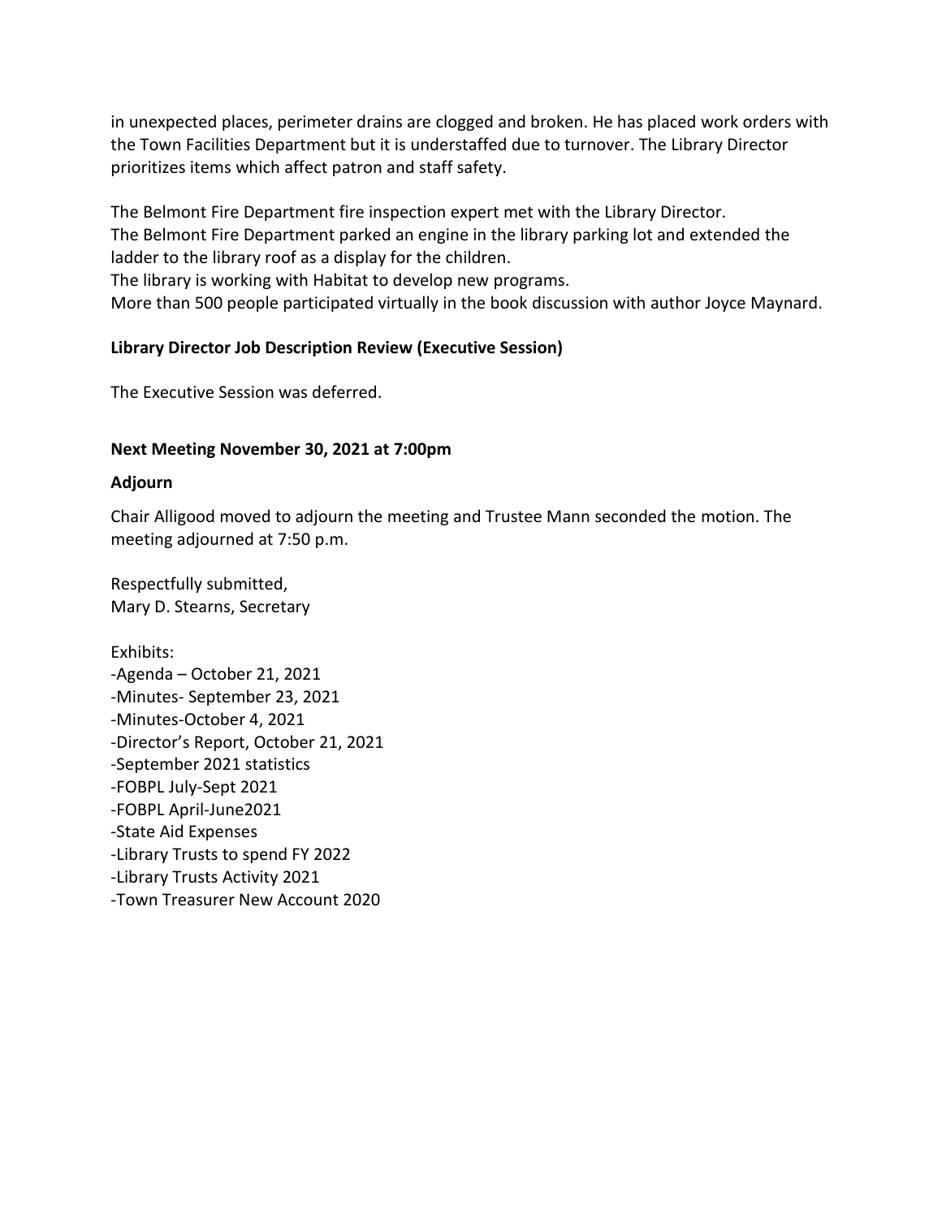in unexpected places, perimeter drains are clogged and broken. He has placed work orders with the Town Facilities Department but it is understaffed due to turnover. The Library Director prioritizes items which affect patron and staff safety.

The Belmont Fire Department fire inspection expert met with the Library Director.
The Belmont Fire Department parked an engine in the library parking lot and extended the ladder to the library roof as a display for the children.
The library is working with Habitat to develop new programs.
More than 500 people participated virtually in the book discussion with author Joyce Maynard.

**Library Director Job Description Review (Executive Session)**

The Executive Session was deferred.

**Next Meeting November 30, 2021 at 7:00pm**

**Adjourn**

Chair Alligood moved to adjourn the meeting and Trustee Mann seconded the motion. The meeting adjourned at 7:50 p.m.

Respectfully submitted,
Mary D. Stearns, Secretary

Exhibits:
-Agenda – October 21, 2021
-Minutes- September 23, 2021
-Minutes-October 4, 2021
-Director's Report, October 21, 2021
-September 2021 statistics
-FOBPL July-Sept 2021
-FOBPL April-June2021
-State Aid Expenses
-Library Trusts to spend FY 2022
-Library Trusts Activity 2021
-Town Treasurer New Account 2020